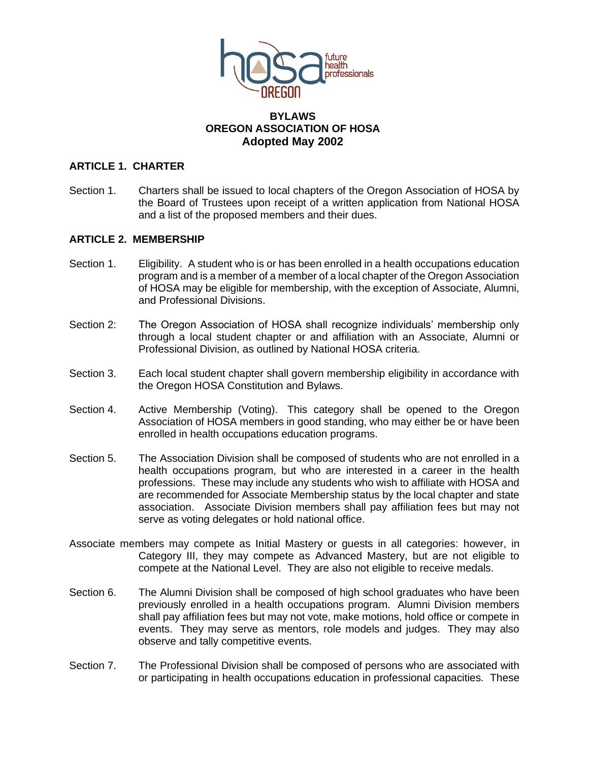# BYLAWS
# OREGON ASSOCIATION OF HOSA
## Adopted May 2002

### ARTICLE 1. CHARTER

Section 1. Charters shall be issued to local chapters of the Oregon Association of HOSA by the Board of Trustees upon receipt of a written application from National HOSA and a list of the proposed members and their dues.

### ARTICLE 2. MEMBERSHIP

Section 1. Eligibility. A student who is or has been enrolled in a health occupations education program and is a member of a member of a local chapter of the Oregon Association of HOSA may be eligible for membership, with the exception of Associate, Alumni, and Professional Divisions.

Section 2: The Oregon Association of HOSA shall recognize individuals' membership only through a local student chapter or and affiliation with an Associate, Alumni or Professional Division, as outlined by National HOSA criteria.

Section 3. Each local student chapter shall govern membership eligibility in accordance with the Oregon HOSA Constitution and Bylaws.

Section 4. Active Membership (Voting). This category shall be opened to the Oregon Association of HOSA members in good standing, who may either be or have been enrolled in health occupations education programs.

Section 5. The Association Division shall be composed of students who are not enrolled in a health occupations program, but who are interested in a career in the health professions. These may include any students who wish to affiliate with HOSA and are recommended for Associate Membership status by the local chapter and state association. Associate Division members shall pay affiliation fees but may not serve as voting delegates or hold national office.

Associate members may compete as Initial Mastery or guests in all categories: however, in Category III, they may compete as Advanced Mastery, but are not eligible to compete at the National Level. They are also not eligible to receive medals.

Section 6. The Alumni Division shall be composed of high school graduates who have been previously enrolled in a health occupations program. Alumni Division members shall pay affiliation fees but may not vote, make motions, hold office or compete in events. They may serve as mentors, role models and judges. They may also observe and tally competitive events.

Section 7. The Professional Division shall be composed of persons who are associated with or participating in health occupations education in professional capacities. These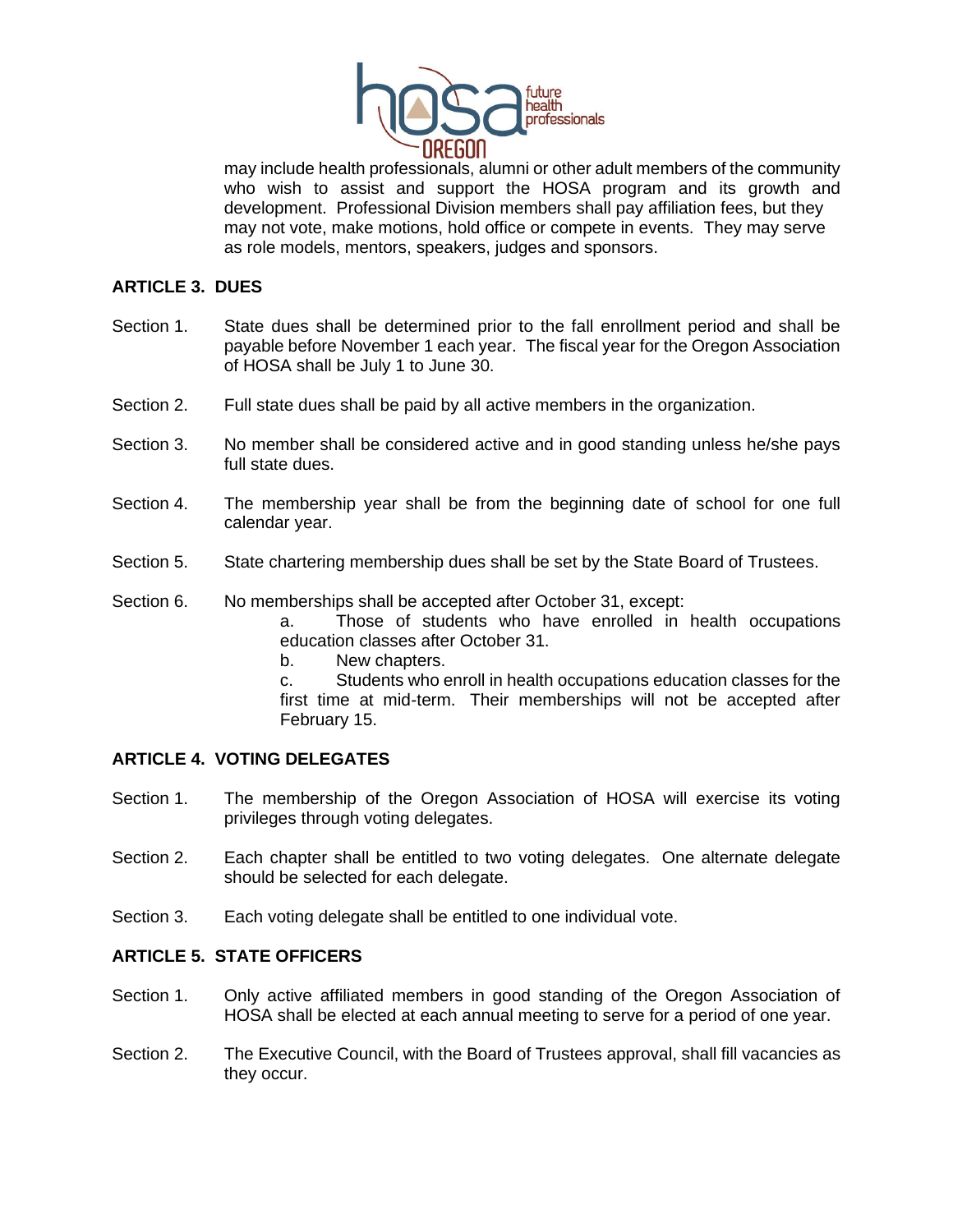may include health professionals, alumni or other adult members of the community who wish to assist and support the HOSA program and its growth and development. Professional Division members shall pay affiliation fees, but they may not vote, make motions, hold office or compete in events. They may serve as role models, mentors, speakers, judges and sponsors.

**ARTICLE 3. DUES**

Section 1. State dues shall be determined prior to the fall enrollment period and shall be payable before November 1 each year. The fiscal year for the Oregon Association of HOSA shall be July 1 to June 30.

Section 2. Full state dues shall be paid by all active members in the organization.

Section 3. No member shall be considered active and in good standing unless he/she pays full state dues.

Section 4. The membership year shall be from the beginning date of school for one full calendar year.

Section 5. State chartering membership dues shall be set by the State Board of Trustees.

Section 6. No memberships shall be accepted after October 31, except:

a. Those of students who have enrolled in health occupations education classes after October 31.

b. New chapters.

c. Students who enroll in health occupations education classes for the first time at mid-term. Their memberships will not be accepted after February 15.

**ARTICLE 4. VOTING DELEGATES**

Section 1. The membership of the Oregon Association of HOSA will exercise its voting privileges through voting delegates.

Section 2. Each chapter shall be entitled to two voting delegates. One alternate delegate should be selected for each delegate.

Section 3. Each voting delegate shall be entitled to one individual vote.

**ARTICLE 5. STATE OFFICERS**

Section 1. Only active affiliated members in good standing of the Oregon Association of HOSA shall be elected at each annual meeting to serve for a period of one year.

Section 2. The Executive Council, with the Board of Trustees approval, shall fill vacancies as they occur.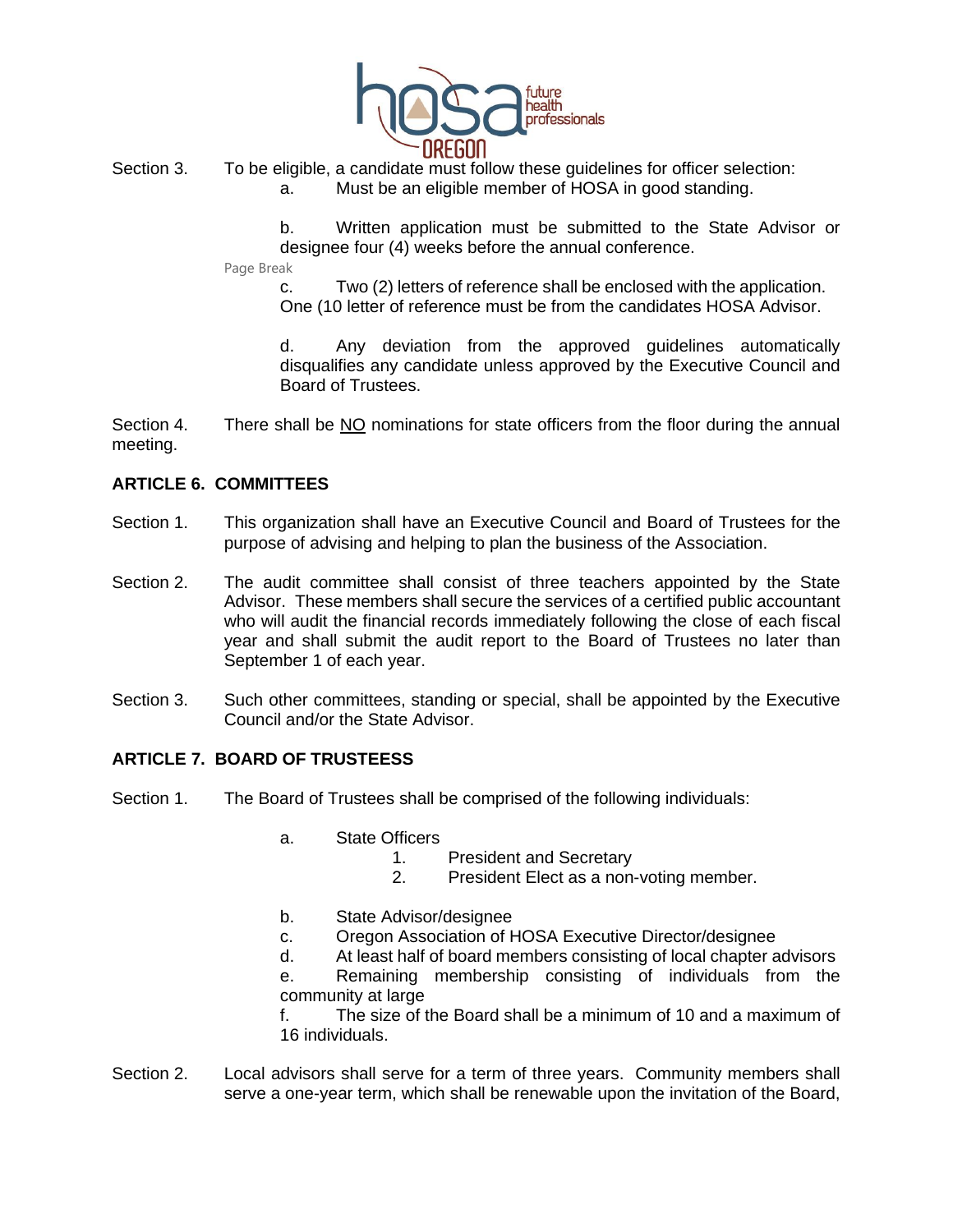Section 3. To be eligible, a candidate must follow these guidelines for officer selection:

a. Must be an eligible member of HOSA in good standing.

b. Written application must be submitted to the State Advisor or designee four (4) weeks before the annual conference.

Page Break

c. Two (2) letters of reference shall be enclosed with the application. One (10 letter of reference must be from the candidates HOSA Advisor.

d. Any deviation from the approved guidelines automatically disqualifies any candidate unless approved by the Executive Council and Board of Trustees.

Section 4. There shall be NO nominations for state officers from the floor during the annual meeting.

## ARTICLE 6. COMMITTEES

Section 1. This organization shall have an Executive Council and Board of Trustees for the purpose of advising and helping to plan the business of the Association.

Section 2. The audit committee shall consist of three teachers appointed by the State Advisor. These members shall secure the services of a certified public accountant who will audit the financial records immediately following the close of each fiscal year and shall submit the audit report to the Board of Trustees no later than September 1 of each year.

Section 3. Such other committees, standing or special, shall be appointed by the Executive Council and/or the State Advisor.

## ARTICLE 7. BOARD OF TRUSTEESS

Section 1. The Board of Trustees shall be comprised of the following individuals:

a. State Officers
   1. President and Secretary
   2. President Elect as a non-voting member.

b. State Advisor/designee

c. Oregon Association of HOSA Executive Director/designee

d. At least half of board members consisting of local chapter advisors

e. Remaining membership consisting of individuals from the community at large

f. The size of the Board shall be a minimum of 10 and a maximum of 16 individuals.

Section 2. Local advisors shall serve for a term of three years. Community members shall serve a one-year term, which shall be renewable upon the invitation of the Board,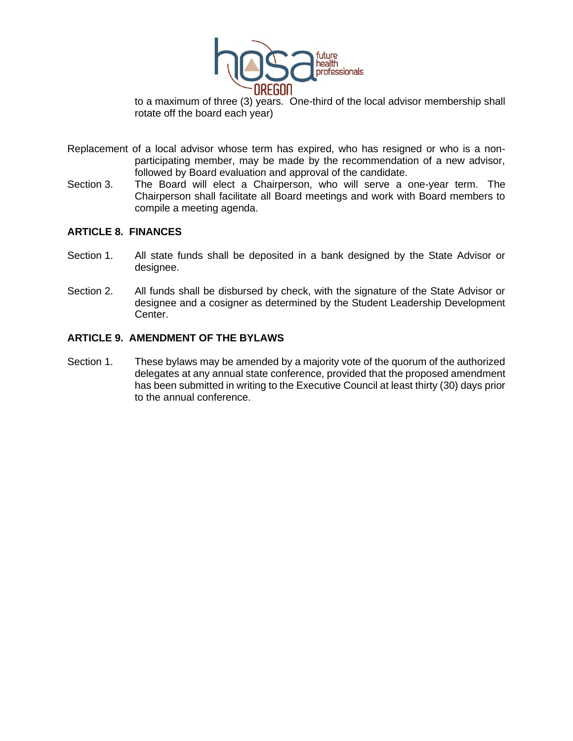to a maximum of three (3) years. One-third of the local advisor membership shall rotate off the board each year)

Replacement of a local advisor whose term has expired, who has resigned or who is a non-participating member, may be made by the recommendation of a new advisor, followed by Board evaluation and approval of the candidate.

Section 3. The Board will elect a Chairperson, who will serve a one-year term. The Chairperson shall facilitate all Board meetings and work with Board members to compile a meeting agenda.

**ARTICLE 8. FINANCES**

Section 1. All state funds shall be deposited in a bank designed by the State Advisor or designee.

Section 2. All funds shall be disbursed by check, with the signature of the State Advisor or designee and a cosigner as determined by the Student Leadership Development Center.

**ARTICLE 9. AMENDMENT OF THE BYLAWS**

Section 1. These bylaws may be amended by a majority vote of the quorum of the authorized delegates at any annual state conference, provided that the proposed amendment has been submitted in writing to the Executive Council at least thirty (30) days prior to the annual conference.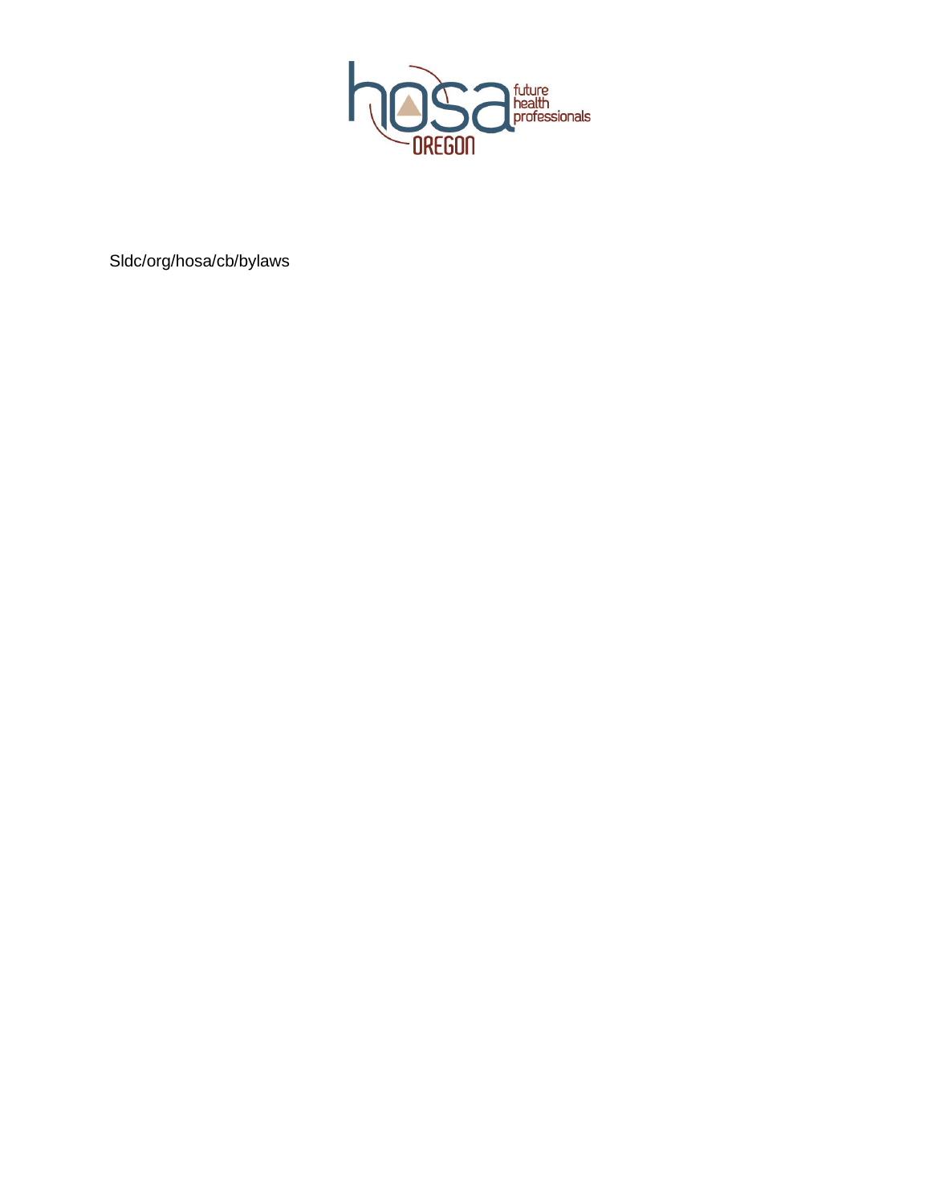Sldc/org/hosa/cb/bylaws